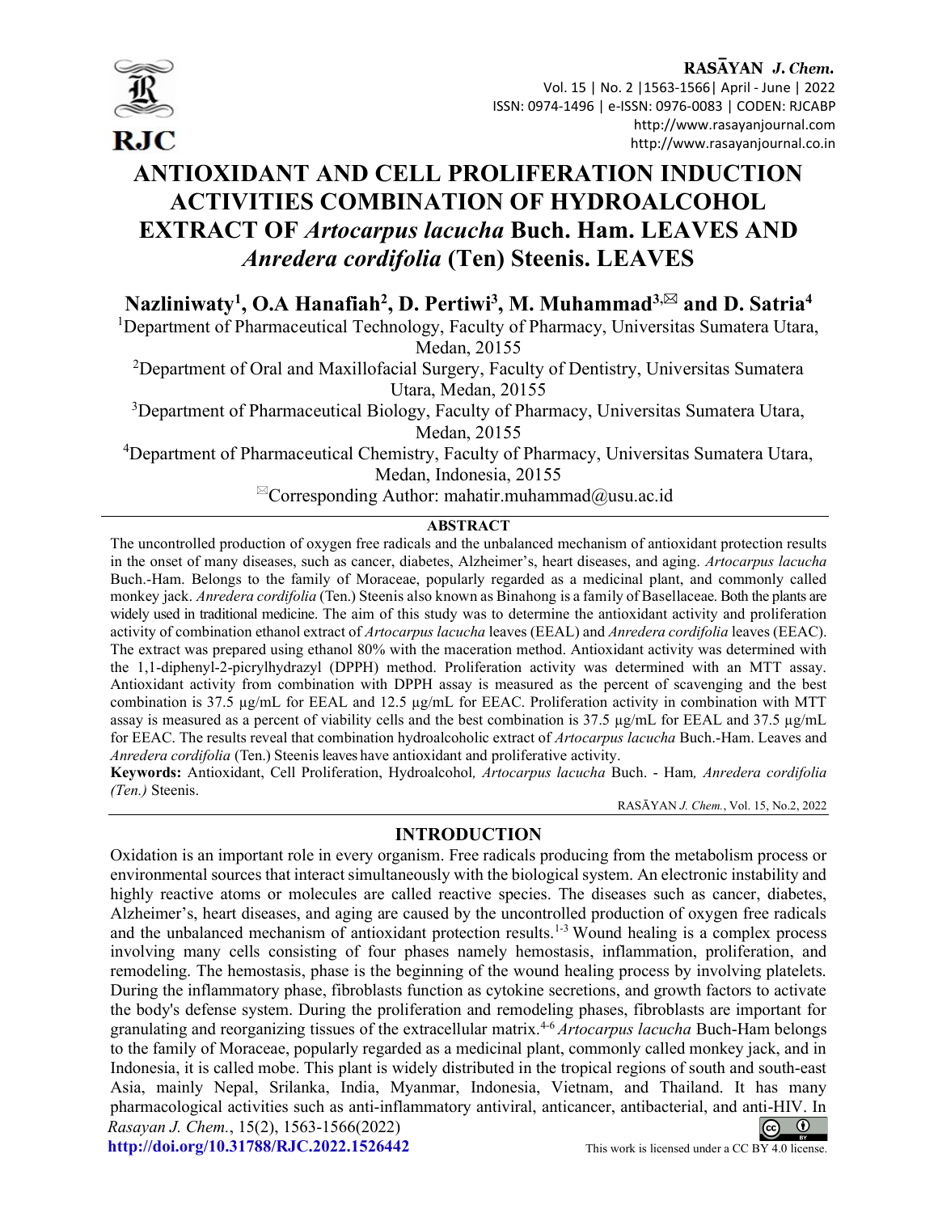# ANTIOXIDANT AND CELL PROLIFERATION INDUCTION ACTIVITIES COMBINATION OF HYDROALCOHOL EXTRACT OF *Artocarpus lacucha* Buch. Ham. LEAVES AND *Anredera cordifolia* (Ten) Steenis. LEAVES

**Nazliniwaty[1], O.A Hanafiah[2], D. Pertiwi[3], M. Muhammad[3,✉] and D. Satria[4]**

[1]Department of Pharmaceutical Technology, Faculty of Pharmacy, Universitas Sumatera Utara, Medan, 20155

[2]Department of Oral and Maxillofacial Surgery, Faculty of Dentistry, Universitas Sumatera Utara, Medan, 20155

[3]Department of Pharmaceutical Biology, Faculty of Pharmacy, Universitas Sumatera Utara, Medan, 20155

[4]Department of Pharmaceutical Chemistry, Faculty of Pharmacy, Universitas Sumatera Utara, Medan, Indonesia, 20155

✉Corresponding Author: mahatir.muhammad@usu.ac.id

## ABSTRACT

The uncontrolled production of oxygen free radicals and the unbalanced mechanism of antioxidant protection results in the onset of many diseases, such as cancer, diabetes, Alzheimer's, heart diseases, and aging. *Artocarpus lacucha* Buch.-Ham. Belongs to the family of Moraceae, popularly regarded as a medicinal plant, and commonly called monkey jack. *Anredera cordifolia* (Ten.) Steenis also known as Binahong is a family of Basellaceae. Both the plants are widely used in traditional medicine. The aim of this study was to determine the antioxidant activity and proliferation activity of combination ethanol extract of *Artocarpus lacucha* leaves (EEAL) and *Anredera cordifolia* leaves (EEAC). The extract was prepared using ethanol 80% with the maceration method. Antioxidant activity was determined with the 1,1-diphenyl-2-picrylhydrazyl (DPPH) method. Proliferation activity was determined with an MTT assay. Antioxidant activity from combination with DPPH assay is measured as the percent of scavenging and the best combination is 37.5 µg/mL for EEAL and 12.5 µg/mL for EEAC. Proliferation activity in combination with MTT assay is measured as a percent of viability cells and the best combination is 37.5 µg/mL for EEAL and 37.5 µg/mL for EEAC. The results reveal that combination hydroalcoholic extract of *Artocarpus lacucha* Buch.-Ham. Leaves and *Anredera cordifolia* (Ten.) Steenis leaves have antioxidant and proliferative activity.

**Keywords:** Antioxidant, Cell Proliferation, Hydroalcohol, *Artocarpus lacucha* Buch. - Ham, *Anredera cordifolia (Ten.)* Steenis.

## INTRODUCTION

Oxidation is an important role in every organism. Free radicals producing from the metabolism process or environmental sources that interact simultaneously with the biological system. An electronic instability and highly reactive atoms or molecules are called reactive species. The diseases such as cancer, diabetes, Alzheimer's, heart diseases, and aging are caused by the uncontrolled production of oxygen free radicals and the unbalanced mechanism of antioxidant protection results.[1-3] Wound healing is a complex process involving many cells consisting of four phases namely hemostasis, inflammation, proliferation, and remodeling. The hemostasis, phase is the beginning of the wound healing process by involving platelets. During the inflammatory phase, fibroblasts function as cytokine secretions, and growth factors to activate the body's defense system. During the proliferation and remodeling phases, fibroblasts are important for granulating and reorganizing tissues of the extracellular matrix.[4-6] *Artocarpus lacucha* Buch-Ham belongs to the family of Moraceae, popularly regarded as a medicinal plant, commonly called monkey jack, and in Indonesia, it is called mobe. This plant is widely distributed in the tropical regions of south and south-east Asia, mainly Nepal, Srilanka, India, Myanmar, Indonesia, Vietnam, and Thailand. It has many pharmacological activities such as anti-inflammatory antiviral, anticancer, antibacterial, and anti-HIV. In

http://doi.org/10.31788/RJC.2022.1526442

This work is licensed under a CC BY 4.0 license.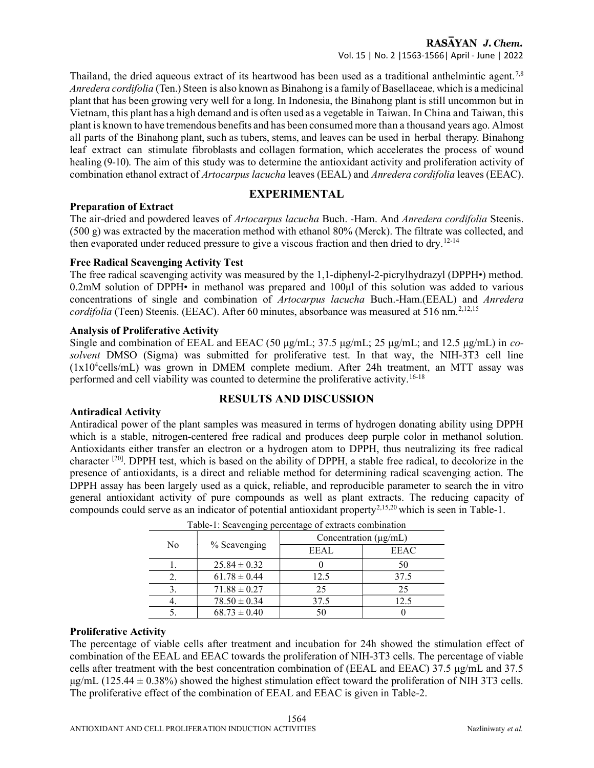Thailand, the dried aqueous extract of its heartwood has been used as a traditional anthelmintic agent.[7,8] *Anredera cordifolia* (Ten.) Steen is also known as Binahong is a family of Basellaceae, which is a medicinal plant that has been growing very well for a long. In Indonesia, the Binahong plant is still uncommon but in Vietnam, this plant has a high demand and is often used as a vegetable in Taiwan. In China and Taiwan, this plant is known to have tremendous benefits and has been consumed more than a thousand years ago. Almost all parts of the Binahong plant, such as tubers, stems, and leaves can be used in herbal therapy. Binahong leaf extract can stimulate fibroblasts and collagen formation, which accelerates the process of wound healing (9-10). The aim of this study was to determine the antioxidant activity and proliferation activity of combination ethanol extract of *Artocarpus lacucha* leaves (EEAL) and *Anredera cordifolia* leaves (EEAC).

## EXPERIMENTAL

### Preparation of Extract

The air-dried and powdered leaves of *Artocarpus lacucha* Buch. -Ham. And *Anredera cordifolia* Steenis. (500 g) was extracted by the maceration method with ethanol 80% (Merck). The filtrate was collected, and then evaporated under reduced pressure to give a viscous fraction and then dried to dry.[12-14]

### Free Radical Scavenging Activity Test

The free radical scavenging activity was measured by the 1,1-diphenyl-2-picrylhydrazyl (DPPH•) method. 0.2mM solution of DPPH• in methanol was prepared and 100µl of this solution was added to various concentrations of single and combination of *Artocarpus lacucha* Buch.-Ham.(EEAL) and *Anredera cordifolia* (Teen) Steenis. (EEAC). After 60 minutes, absorbance was measured at 516 nm.[2,12,15]

### Analysis of Proliferative Activity

Single and combination of EEAL and EEAC (50 µg/mL; 37.5 µg/mL; 25 µg/mL; and 12.5 µg/mL) in *co-solvent* DMSO (Sigma) was submitted for proliferative test. In that way, the NIH-3T3 cell line ($1x10^4$cells/mL) was grown in DMEM complete medium. After 24h treatment, an MTT assay was performed and cell viability was counted to determine the proliferative activity.[16-18]

## RESULTS AND DISCUSSION

### Antiradical Activity

Antiradical power of the plant samples was measured in terms of hydrogen donating ability using DPPH which is a stable, nitrogen-centered free radical and produces deep purple color in methanol solution. Antioxidants either transfer an electron or a hydrogen atom to DPPH, thus neutralizing its free radical character [20]. DPPH test, which is based on the ability of DPPH, a stable free radical, to decolorize in the presence of antioxidants, is a direct and reliable method for determining radical scavenging action. The DPPH assay has been largely used as a quick, reliable, and reproducible parameter to search the in vitro general antioxidant activity of pure compounds as well as plant extracts. The reducing capacity of compounds could serve as an indicator of potential antioxidant property[2,15,20] which is seen in Table-1.

Table-1: Scavenging percentage of extracts combination

| No | % Scavenging | Concentration (µg/mL) | |
|---|---|---|---|
| | | EEAL | EEAC |
| 1. | 25.84 ± 0.32 | 0 | 50 |
| 2. | 61.78 ± 0.44 | 12.5 | 37.5 |
| 3. | 71.88 ± 0.27 | 25 | 25 |
| 4. | 78.50 ± 0.34 | 37.5 | 12.5 |
| 5. | 68.73 ± 0.40 | 50 | 0 |

### Proliferative Activity

The percentage of viable cells after treatment and incubation for 24h showed the stimulation effect of combination of the EEAL and EEAC towards the proliferation of NIH-3T3 cells. The percentage of viable cells after treatment with the best concentration combination of (EEAL and EEAC) 37.5 µg/mL and 37.5 µg/mL (125.44 ± 0.38%) showed the highest stimulation effect toward the proliferation of NIH 3T3 cells. The proliferative effect of the combination of EEAL and EEAC is given in Table-2.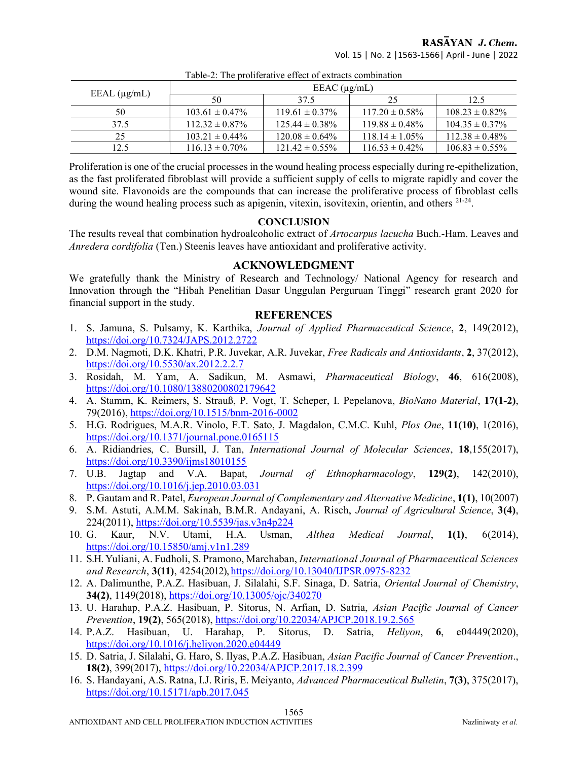Table-2: The proliferative effect of extracts combination

| EEAL (μg/mL) | EEAC (μg/mL) | | | |
|---|---|---|---|---|
| | 50 | 37.5 | 25 | 12.5 |
| 50 | 103.61 ± 0.47% | 119.61 ± 0.37% | 117.20 ± 0.58% | 108.23 ± 0.82% |
| 37.5 | 112.32 ± 0.87% | 125.44 ± 0.38% | 119.88 ± 0.48% | 104.35 ± 0.37% |
| 25 | 103.21 ± 0.44% | 120.08 ± 0.64% | 118.14 ± 1.05% | 112.38 ± 0.48% |
| 12.5 | 116.13 ± 0.70% | 121.42 ± 0.55% | 116.53 ± 0.42% | 106.83 ± 0.55% |

Proliferation is one of the crucial processes in the wound healing process especially during re-epithelization, as the fast proliferated fibroblast will provide a sufficient supply of cells to migrate rapidly and cover the wound site. Flavonoids are the compounds that can increase the proliferative process of fibroblast cells during the wound healing process such as apigenin, vitexin, isovitexin, orientin, and others [21-24].

## CONCLUSION

The results reveal that combination hydroalcoholic extract of *Artocarpus lacucha* Buch.-Ham. Leaves and *Anredera cordifolia* (Ten.) Steenis leaves have antioxidant and proliferative activity.

## ACKNOWLEDGMENT

We gratefully thank the Ministry of Research and Technology/ National Agency for research and Innovation through the "Hibah Penelitian Dasar Unggulan Perguruan Tinggi" research grant 2020 for financial support in the study.

## REFERENCES

1. S. Jamuna, S. Pulsamy, K. Karthika, *Journal of Applied Pharmaceutical Science*, **2**, 149(2012), https://doi.org/10.7324/JAPS.2012.2722
2. D.M. Nagmoti, D.K. Khatri, P.R. Juvekar, A.R. Juvekar, *Free Radicals and Antioxidants*, **2**, 37(2012), https://doi.org/10.5530/ax.2012.2.2.7
3. Rosidah, M. Yam, A. Sadikun, M. Asmawi, *Pharmaceutical Biology*, **46**, 616(2008), https://doi.org/10.1080/13880200802179642
4. A. Stamm, K. Reimers, S. Strauß, P. Vogt, T. Scheper, I. Pepelanova, *BioNano Material*, **17(1-2)**, 79(2016), https://doi.org/10.1515/bnm-2016-0002
5. H.G. Rodrigues, M.A.R. Vinolo, F.T. Sato, J. Magdalon, C.M.C. Kuhl, *Plos One*, **11(10)**, 1(2016), https://doi.org/10.1371/journal.pone.0165115
6. A. Ridiandries, C. Bursill, J. Tan, *International Journal of Molecular Sciences*, **18**,155(2017), https://doi.org/10.3390/ijms18010155
7. U.B. Jagtap and V.A. Bapat, *Journal of Ethnopharmacology*, **129(2)**, 142(2010), https://doi.org/10.1016/j.jep.2010.03.031
8. P. Gautam and R. Patel, *European Journal of Complementary and Alternative Medicine*, **1(1)**, 10(2007)
9. S.M. Astuti, A.M.M. Sakinah, B.M.R. Andayani, A. Risch, *Journal of Agricultural Science*, **3(4)**, 224(2011), https://doi.org/10.5539/jas.v3n4p224
10. G. Kaur, N.V. Utami, H.A. Usman, *Althea Medical Journal*, **1(1)**, 6(2014), https://doi.org/10.15850/amj.v1n1.289
11. S.H. Yuliani, A. Fudholi, S. Pramono, Marchaban, *International Journal of Pharmaceutical Sciences and Research*, **3(11)**, 4254(2012), https://doi.org/10.13040/IJPSR.0975-8232
12. A. Dalimunthe, P.A.Z. Hasibuan, J. Silalahi, S.F. Sinaga, D. Satria, *Oriental Journal of Chemistry*, **34(2)**, 1149(2018), https://doi.org/10.13005/ojc/340270
13. U. Harahap, P.A.Z. Hasibuan, P. Sitorus, N. Arfian, D. Satria, *Asian Pacific Journal of Cancer Prevention*, **19(2)**, 565(2018), https://doi.org/10.22034/APJCP.2018.19.2.565
14. P.A.Z. Hasibuan, U. Harahap, P. Sitorus, D. Satria, *Heliyon*, **6**, e04449(2020), https://doi.org/10.1016/j.heliyon.2020.e04449
15. D. Satria, J. Silalahi, G. Haro, S. Ilyas, P.A.Z. Hasibuan, *Asian Pacific Journal of Cancer Prevention*., **18(2)**, 399(2017), https://doi.org/10.22034/APJCP.2017.18.2.399
16. S. Handayani, A.S. Ratna, I.J. Riris, E. Meiyanto, *Advanced Pharmaceutical Bulletin*, **7(3)**, 375(2017), https://doi.org/10.15171/apb.2017.045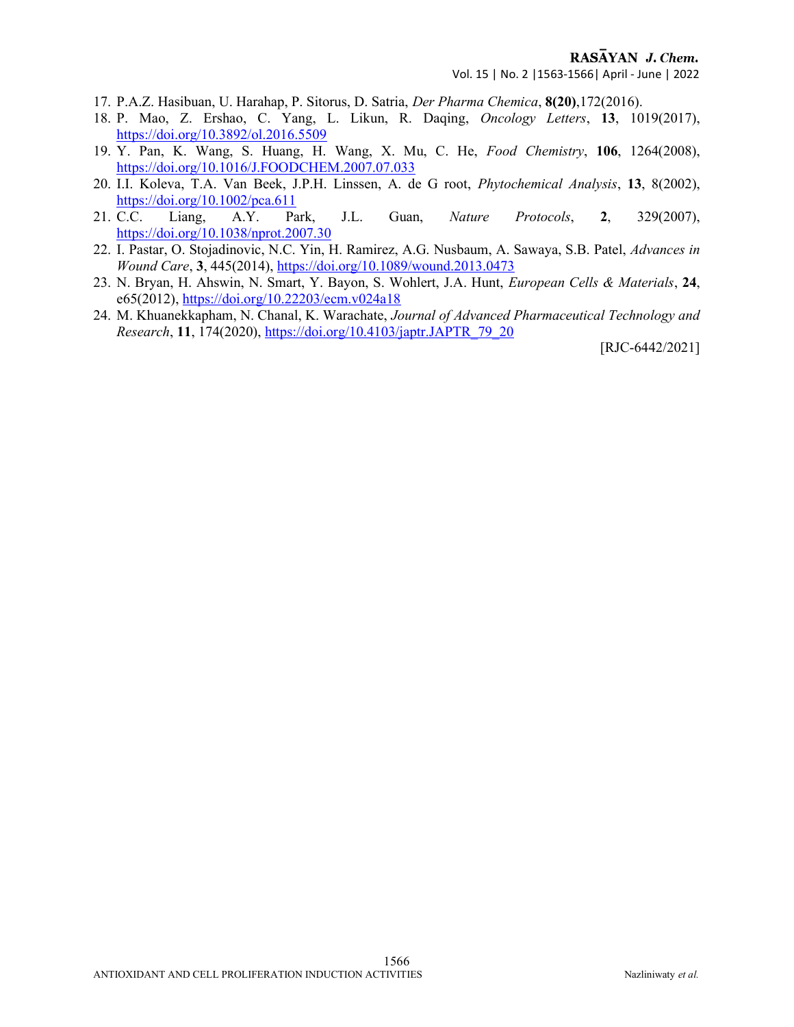17. P.A.Z. Hasibuan, U. Harahap, P. Sitorus, D. Satria, *Der Pharma Chemica*, **8(20)**,172(2016).
18. P. Mao, Z. Ershao, C. Yang, L. Likun, R. Daqing, *Oncology Letters*, **13**, 1019(2017), https://doi.org/10.3892/ol.2016.5509
19. Y. Pan, K. Wang, S. Huang, H. Wang, X. Mu, C. He, *Food Chemistry*, **106**, 1264(2008), https://doi.org/10.1016/J.FOODCHEM.2007.07.033
20. I.I. Koleva, T.A. Van Beek, J.P.H. Linssen, A. de G root, *Phytochemical Analysis*, **13**, 8(2002), https://doi.org/10.1002/pca.611
21. C.C. Liang, A.Y. Park, J.L. Guan, *Nature Protocols*, **2**, 329(2007), https://doi.org/10.1038/nprot.2007.30
22. I. Pastar, O. Stojadinovic, N.C. Yin, H. Ramirez, A.G. Nusbaum, A. Sawaya, S.B. Patel, *Advances in Wound Care*, **3**, 445(2014), https://doi.org/10.1089/wound.2013.0473
23. N. Bryan, H. Ahswin, N. Smart, Y. Bayon, S. Wohlert, J.A. Hunt, *European Cells & Materials*, **24**, e65(2012), https://doi.org/10.22203/ecm.v024a18
24. M. Khuanekkapham, N. Chanal, K. Warachate, *Journal of Advanced Pharmaceutical Technology and Research*, **11**, 174(2020), https://doi.org/10.4103/japtr.JAPTR_79_20

[RJC-6442/2021]